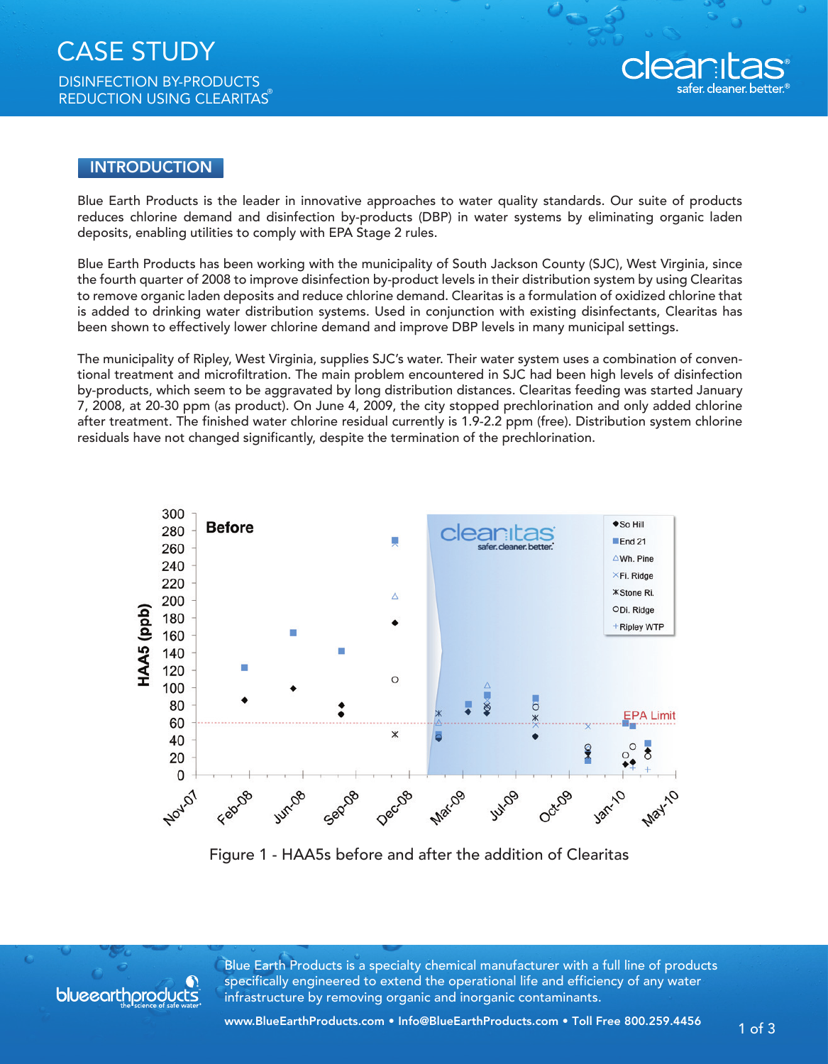# CASE STUDY

DISINFECTION BY-PRODUCTS REDUCTION USING CLEARITAS®

## INTRODUCTION

Blue Earth Products is the leader in innovative approaches to water quality standards. Our suite of products reduces chlorine demand and disinfection by-products (DBP) in water systems by eliminating organic laden deposits, enabling utilities to comply with EPA Stage 2 rules.

Blue Earth Products has been working with the municipality of South Jackson County (SJC), West Virginia, since the fourth quarter of 2008 to improve disinfection by-product levels in their distribution system by using Clearitas to remove organic laden deposits and reduce chlorine demand. Clearitas is a formulation of oxidized chlorine that is added to drinking water distribution systems. Used in conjunction with existing disinfectants, Clearitas has been shown to effectively lower chlorine demand and improve DBP levels in many municipal settings.

The municipality of Ripley, West Virginia, supplies SJC's water. Their water system uses a combination of conventional treatment and microfiltration. The main problem encountered in SJC had been high levels of disinfection by-products, which seem to be aggravated by long distribution distances. Clearitas feeding was started January 7, 2008, at 20-30 ppm (as product). On June 4, 2009, the city stopped prechlorination and only added chlorine after treatment. The finished water chlorine residual currently is 1.9-2.2 ppm (free). Distribution system chlorine residuals have not changed significantly, despite the termination of the prechlorination.

Figure 1 - HAA5s before and after the addition of Clearitas

Blue Earth Products is a specialty chemical manufacturer with a full line of products specifically engineered to extend the operational life and efficiency of any water infrastructure by removing organic and inorganic contaminants.

www.BlueEarthProducts.com • Info@BlueEarthProducts.com • Toll Free 800.259.4456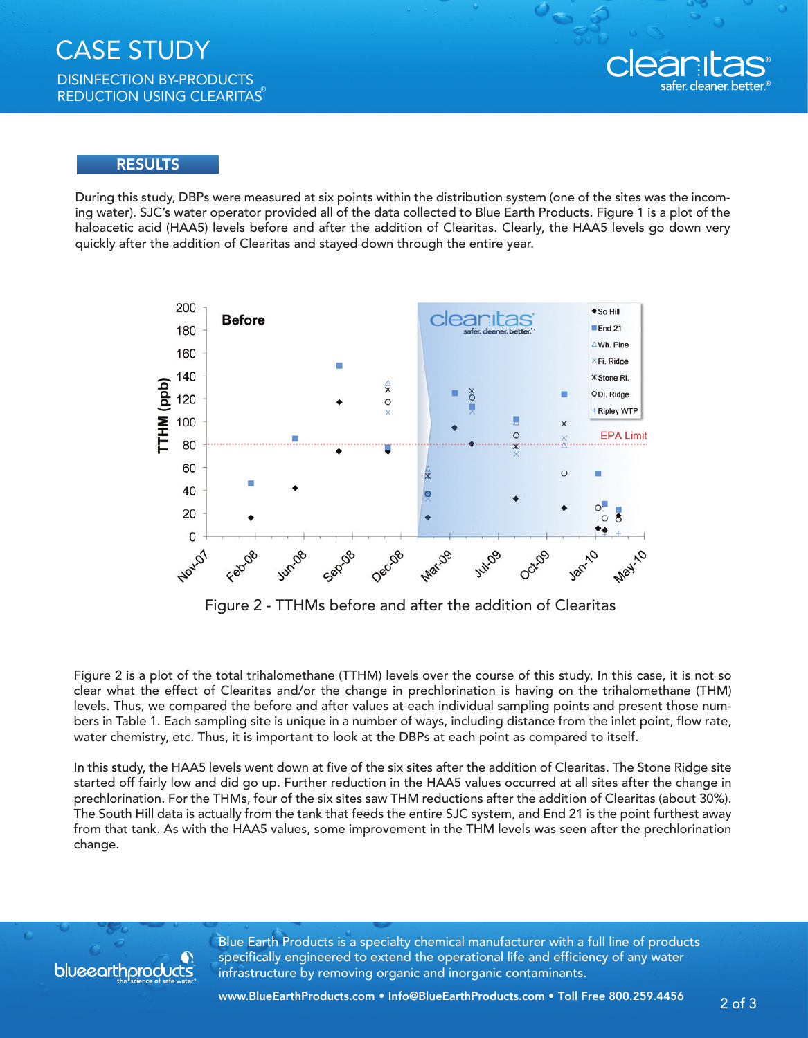## RESULTS

During this study, DBPs were measured at six points within the distribution system (one of the sites was the incoming water). SJC's water operator provided all of the data collected to Blue Earth Products. Figure 1 is a plot of the haloacetic acid (HAA5) levels before and after the addition of Clearitas. Clearly, the HAA5 levels go down very quickly after the addition of Clearitas and stayed down through the entire year.

Figure 2 - TTHMs before and after the addition of Clearitas

Figure 2 is a plot of the total trihalomethane (TTHM) levels over the course of this study. In this case, it is not so clear what the effect of Clearitas and/or the change in prechlorination is having on the trihalomethane (THM) levels. Thus, we compared the before and after values at each individual sampling points and present those numbers in Table 1. Each sampling site is unique in a number of ways, including distance from the inlet point, flow rate, water chemistry, etc. Thus, it is important to look at the DBPs at each point as compared to itself.

In this study, the HAA5 levels went down at five of the six sites after the addition of Clearitas. The Stone Ridge site started off fairly low and did go up. Further reduction in the HAA5 values occurred at all sites after the change in prechlorination. For the THMs, four of the six sites saw THM reductions after the addition of Clearitas (about 30%). The South Hill data is actually from the tank that feeds the entire SJC system, and End 21 is the point furthest away from that tank. As with the HAA5 values, some improvement in the THM levels was seen after the prechlorination change.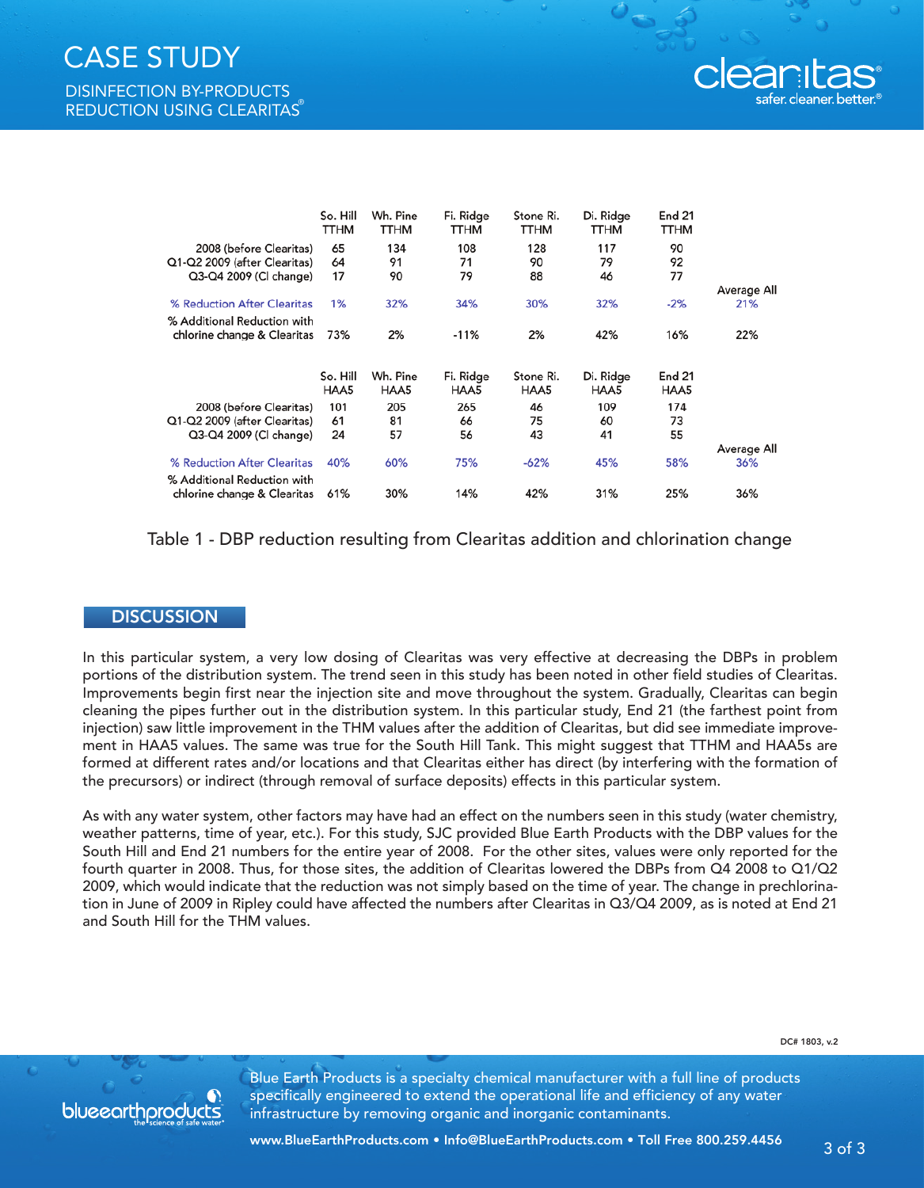# CASE STUDY

## DISINFECTION BY-PRODUCTS REDUCTION USING CLEARITAS®

| | So. Hill TTHM | Wh. Pine TTHM | Fi. Ridge TTHM | Stone Ri. TTHM | Di. Ridge TTHM | End 21 TTHM | Average All |
|---|---|---|---|---|---|---|---|
| 2008 (before Clearitas) | 65 | 134 | 108 | 128 | 117 | 90 | |
| Q1-Q2 2009 (after Clearitas) | 64 | 91 | 71 | 90 | 79 | 92 | |
| Q3-Q4 2009 (Cl change) | 17 | 90 | 79 | 88 | 46 | 77 | |
| % Reduction After Clearitas | 1% | 32% | 34% | 30% | 32% | -2% | 21% |
| % Additional Reduction with chlorine change & Clearitas | 73% | 2% | -11% | 2% | 42% | 16% | 22% |

| | So. Hill HAA5 | Wh. Pine HAA5 | Fi. Ridge HAA5 | Stone Ri. HAA5 | Di. Ridge HAA5 | End 21 HAA5 | Average All |
|---|---|---|---|---|---|---|---|
| 2008 (before Clearitas) | 101 | 205 | 265 | 46 | 109 | 174 | |
| Q1-Q2 2009 (after Clearitas) | 61 | 81 | 66 | 75 | 60 | 73 | |
| Q3-Q4 2009 (Cl change) | 24 | 57 | 56 | 43 | 41 | 55 | |
| % Reduction After Clearitas | 40% | 60% | 75% | -62% | 45% | 58% | 36% |
| % Additional Reduction with chlorine change & Clearitas | 61% | 30% | 14% | 42% | 31% | 25% | 36% |

Table 1 - DBP reduction resulting from Clearitas addition and chlorination change

## DISCUSSION

In this particular system, a very low dosing of Clearitas was very effective at decreasing the DBPs in problem portions of the distribution system. The trend seen in this study has been noted in other field studies of Clearitas. Improvements begin first near the injection site and move throughout the system. Gradually, Clearitas can begin cleaning the pipes further out in the distribution system. In this particular study, End 21 (the farthest point from injection) saw little improvement in the THM values after the addition of Clearitas, but did see immediate improvement in HAA5 values. The same was true for the South Hill Tank. This might suggest that TTHM and HAA5s are formed at different rates and/or locations and that Clearitas either has direct (by interfering with the formation of the precursors) or indirect (through removal of surface deposits) effects in this particular system.

As with any water system, other factors may have had an effect on the numbers seen in this study (water chemistry, weather patterns, time of year, etc.). For this study, SJC provided Blue Earth Products with the DBP values for the South Hill and End 21 numbers for the entire year of 2008. For the other sites, values were only reported for the fourth quarter in 2008. Thus, for those sites, the addition of Clearitas lowered the DBPs from Q4 2008 to Q1/Q2 2009, which would indicate that the reduction was not simply based on the time of year. The change in prechlorination in June of 2009 in Ripley could have affected the numbers after Clearitas in Q3/Q4 2009, as is noted at End 21 and South Hill for the THM values.

DC# 1803, v.2

Blue Earth Products is a specialty chemical manufacturer with a full line of products specifically engineered to extend the operational life and efficiency of any water infrastructure by removing organic and inorganic contaminants.

www.BlueEarthProducts.com • Info@BlueEarthProducts.com • Toll Free 800.259.4456